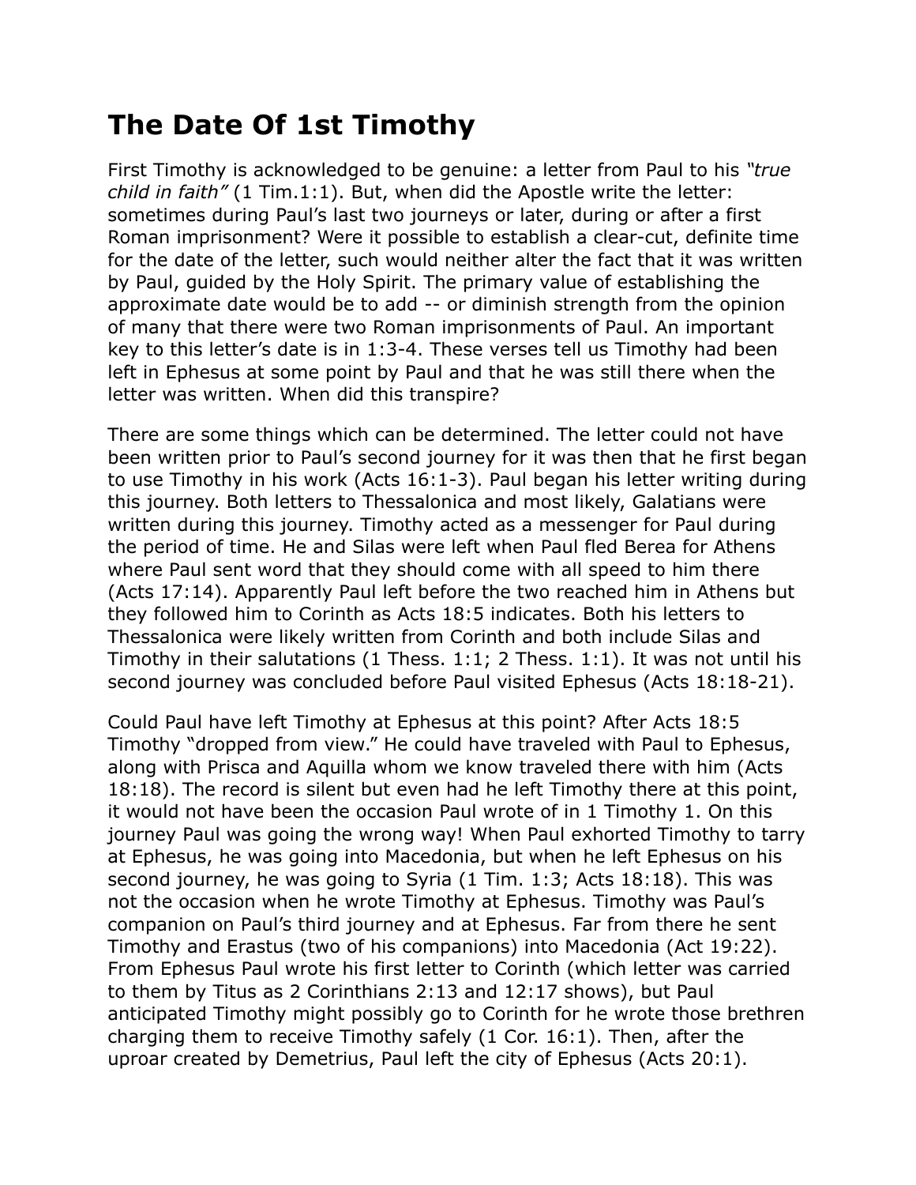# The Date Of 1st Timothy

First Timothy is acknowledged to be genuine: a letter from Paul to his *"true child in faith"* (1 Tim.1:1). But, when did the Apostle write the letter: sometimes during Paul's last two journeys or later, during or after a first Roman imprisonment? Were it possible to establish a clear-cut, definite time for the date of the letter, such would neither alter the fact that it was written by Paul, guided by the Holy Spirit. The primary value of establishing the approximate date would be to add -- or diminish strength from the opinion of many that there were two Roman imprisonments of Paul. An important key to this letter's date is in 1:3-4. These verses tell us Timothy had been left in Ephesus at some point by Paul and that he was still there when the letter was written. When did this transpire?

There are some things which can be determined. The letter could not have been written prior to Paul's second journey for it was then that he first began to use Timothy in his work (Acts 16:1-3). Paul began his letter writing during this journey. Both letters to Thessalonica and most likely, Galatians were written during this journey. Timothy acted as a messenger for Paul during the period of time. He and Silas were left when Paul fled Berea for Athens where Paul sent word that they should come with all speed to him there (Acts 17:14). Apparently Paul left before the two reached him in Athens but they followed him to Corinth as Acts 18:5 indicates. Both his letters to Thessalonica were likely written from Corinth and both include Silas and Timothy in their salutations (1 Thess. 1:1; 2 Thess. 1:1). It was not until his second journey was concluded before Paul visited Ephesus (Acts 18:18-21).

Could Paul have left Timothy at Ephesus at this point? After Acts 18:5 Timothy "dropped from view." He could have traveled with Paul to Ephesus, along with Prisca and Aquilla whom we know traveled there with him (Acts 18:18). The record is silent but even had he left Timothy there at this point, it would not have been the occasion Paul wrote of in 1 Timothy 1. On this journey Paul was going the wrong way! When Paul exhorted Timothy to tarry at Ephesus, he was going into Macedonia, but when he left Ephesus on his second journey, he was going to Syria (1 Tim. 1:3; Acts 18:18). This was not the occasion when he wrote Timothy at Ephesus. Timothy was Paul's companion on Paul's third journey and at Ephesus. Far from there he sent Timothy and Erastus (two of his companions) into Macedonia (Act 19:22). From Ephesus Paul wrote his first letter to Corinth (which letter was carried to them by Titus as 2 Corinthians 2:13 and 12:17 shows), but Paul anticipated Timothy might possibly go to Corinth for he wrote those brethren charging them to receive Timothy safely (1 Cor. 16:1). Then, after the uproar created by Demetrius, Paul left the city of Ephesus (Acts 20:1).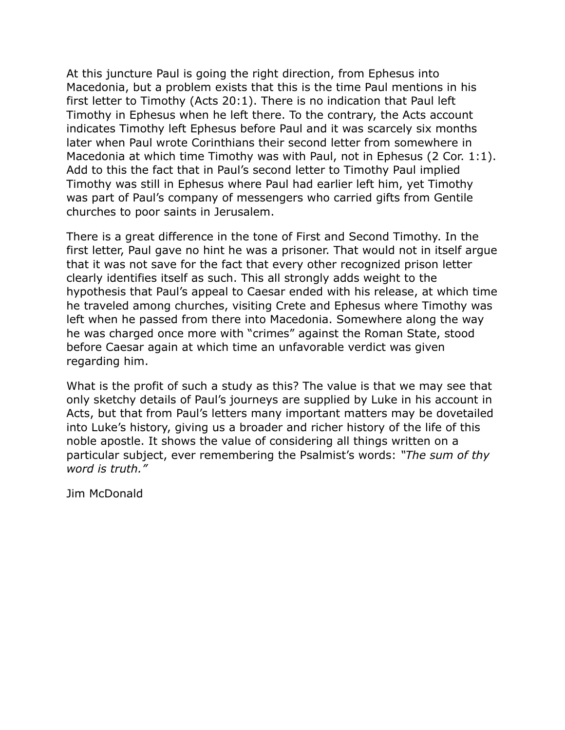At this juncture Paul is going the right direction, from Ephesus into Macedonia, but a problem exists that this is the time Paul mentions in his first letter to Timothy (Acts 20:1). There is no indication that Paul left Timothy in Ephesus when he left there. To the contrary, the Acts account indicates Timothy left Ephesus before Paul and it was scarcely six months later when Paul wrote Corinthians their second letter from somewhere in Macedonia at which time Timothy was with Paul, not in Ephesus (2 Cor. 1:1). Add to this the fact that in Paul's second letter to Timothy Paul implied Timothy was still in Ephesus where Paul had earlier left him, yet Timothy was part of Paul's company of messengers who carried gifts from Gentile churches to poor saints in Jerusalem.

There is a great difference in the tone of First and Second Timothy. In the first letter, Paul gave no hint he was a prisoner. That would not in itself argue that it was not save for the fact that every other recognized prison letter clearly identifies itself as such. This all strongly adds weight to the hypothesis that Paul's appeal to Caesar ended with his release, at which time he traveled among churches, visiting Crete and Ephesus where Timothy was left when he passed from there into Macedonia. Somewhere along the way he was charged once more with "crimes" against the Roman State, stood before Caesar again at which time an unfavorable verdict was given regarding him.

What is the profit of such a study as this? The value is that we may see that only sketchy details of Paul's journeys are supplied by Luke in his account in Acts, but that from Paul's letters many important matters may be dovetailed into Luke's history, giving us a broader and richer history of the life of this noble apostle. It shows the value of considering all things written on a particular subject, ever remembering the Psalmist's words: *"The sum of thy word is truth."*

Jim McDonald